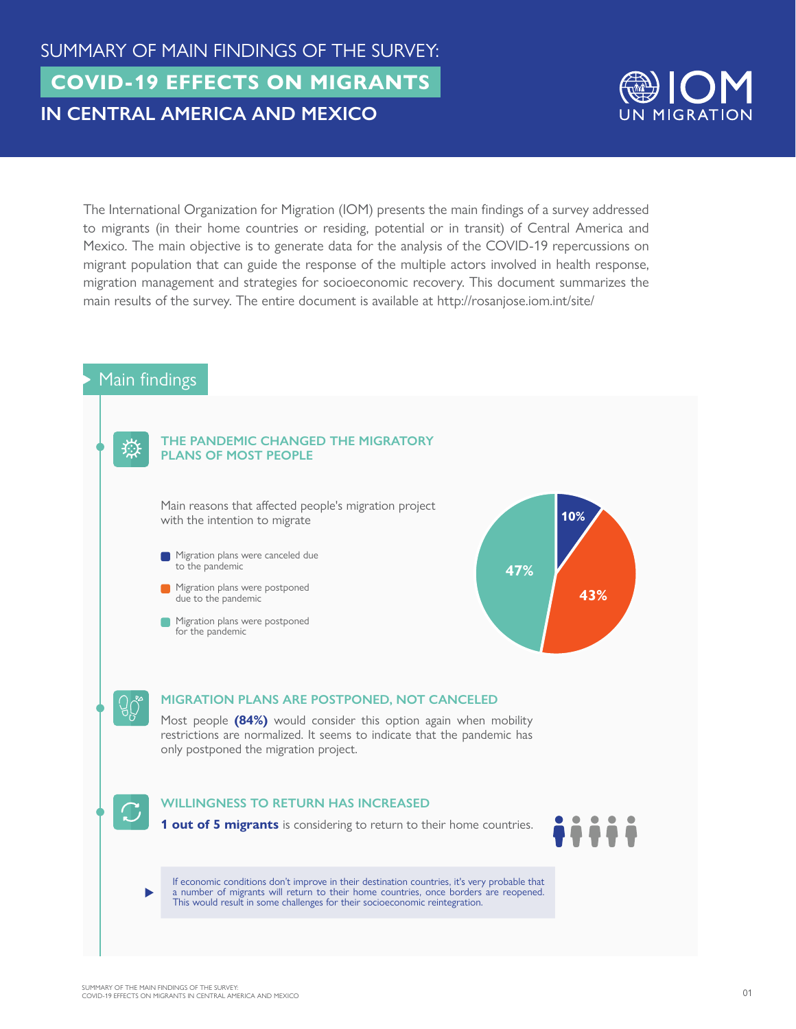SUMMARY OF MAIN FINDINGS OF THE SURVEY:

# COVID-19 EFFECTS ON MIGRANTS IN CENTRAL AMERICA AND MEXICO

IOM UN MIGRATION

The International Organization for Migration (IOM) presents the main findings of a survey addressed to migrants (in their home countries or residing, potential or in transit) of Central America and Mexico. The main objective is to generate data for the analysis of the COVID-19 repercussions on migrant population that can guide the response of the multiple actors involved in health response, migration management and strategies for socioeconomic recovery. This document summarizes the main results of the survey. The entire document is available at http://rosanjose.iom.int/site/

## Main findings

### THE PANDEMIC CHANGED THE MIGRATORY PLANS OF MOST PEOPLE

Main reasons that affected people's migration project with the intention to migrate

| Reason | % |
| --- | --- |
| Migration plans were canceled due to the pandemic | 10% |
| Migration plans were postponed due to the pandemic | 43% |
| Migration plans were postponed for the pandemic | 47% |

### MIGRATION PLANS ARE POSTPONED, NOT CANCELED

Most people **(84%)** would consider this option again when mobility restrictions are normalized. It seems to indicate that the pandemic has only postponed the migration project.

### WILLINGNESS TO RETURN HAS INCREASED

**1 out of 5 migrants** is considering to return to their home countries.

If economic conditions don't improve in their destination countries, it's very probable that a number of migrants will return to their home countries, once borders are reopened. This would result in some challenges for their socioeconomic reintegration.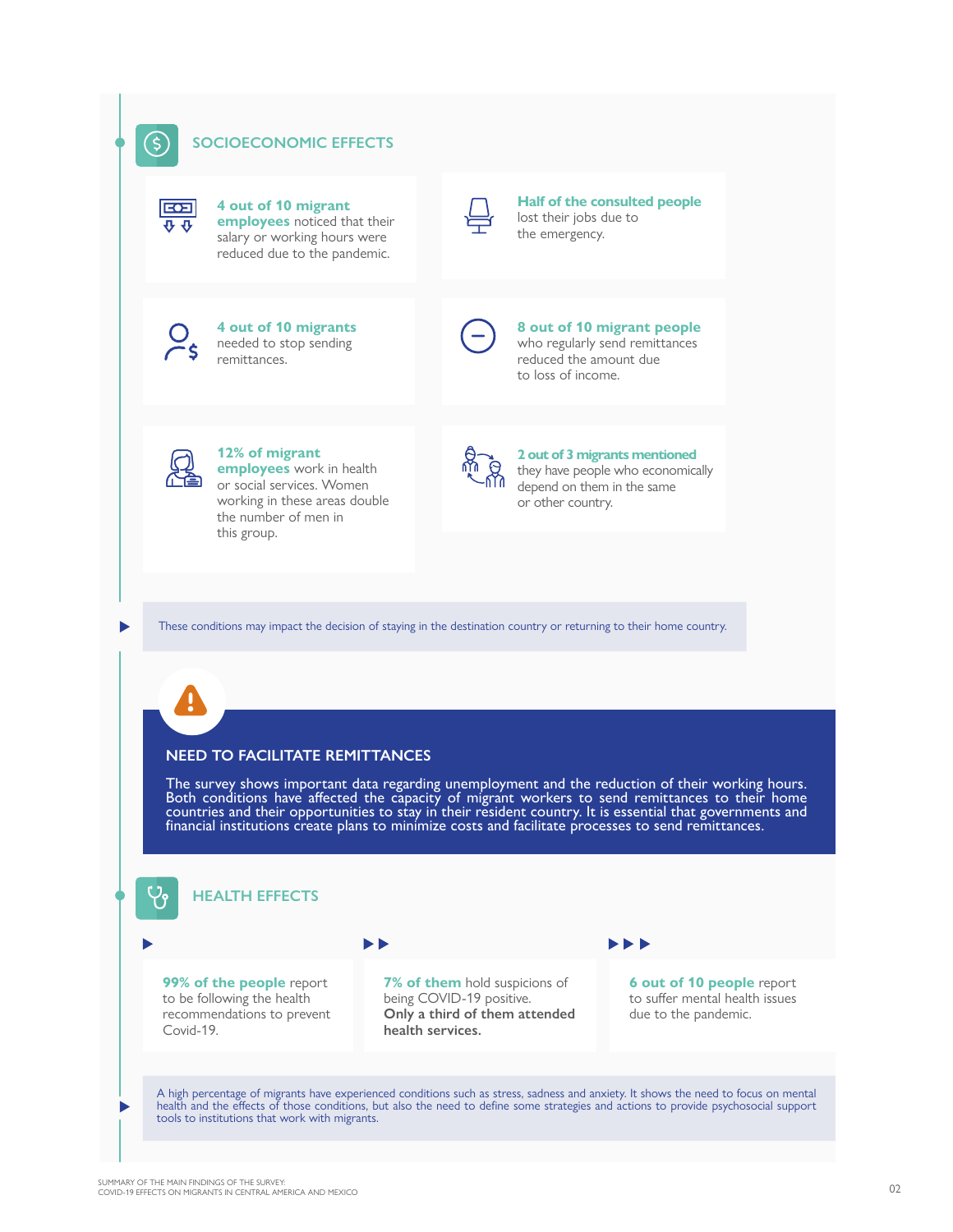## SOCIOECONOMIC EFFECTS

**4 out of 10 migrant employees** noticed that their salary or working hours were reduced due to the pandemic.

**Half of the consulted people** lost their jobs due to the emergency.

**4 out of 10 migrants** needed to stop sending remittances.

**8 out of 10 migrant people** who regularly send remittances reduced the amount due to loss of income.

**12% of migrant employees** work in health or social services. Women working in these areas double the number of men in this group.

**2 out of 3 migrants mentioned** they have people who economically depend on them in the same or other country.

These conditions may impact the decision of staying in the destination country or returning to their home country.

### NEED TO FACILITATE REMITTANCES

The survey shows important data regarding unemployment and the reduction of their working hours. Both conditions have affected the capacity of migrant workers to send remittances to their home countries and their opportunities to stay in their resident country. It is essential that governments and financial institutions create plans to minimize costs and facilitate processes to send remittances.

## HEALTH EFFECTS

**99% of the people** report to be following the health recommendations to prevent Covid-19.

**7% of them** hold suspicions of being COVID-19 positive. **Only a third of them attended health services.**

**6 out of 10 people** report to suffer mental health issues due to the pandemic.

A high percentage of migrants have experienced conditions such as stress, sadness and anxiety. It shows the need to focus on mental health and the effects of those conditions, but also the need to define some strategies and actions to provide psychosocial support tools to institutions that work with migrants.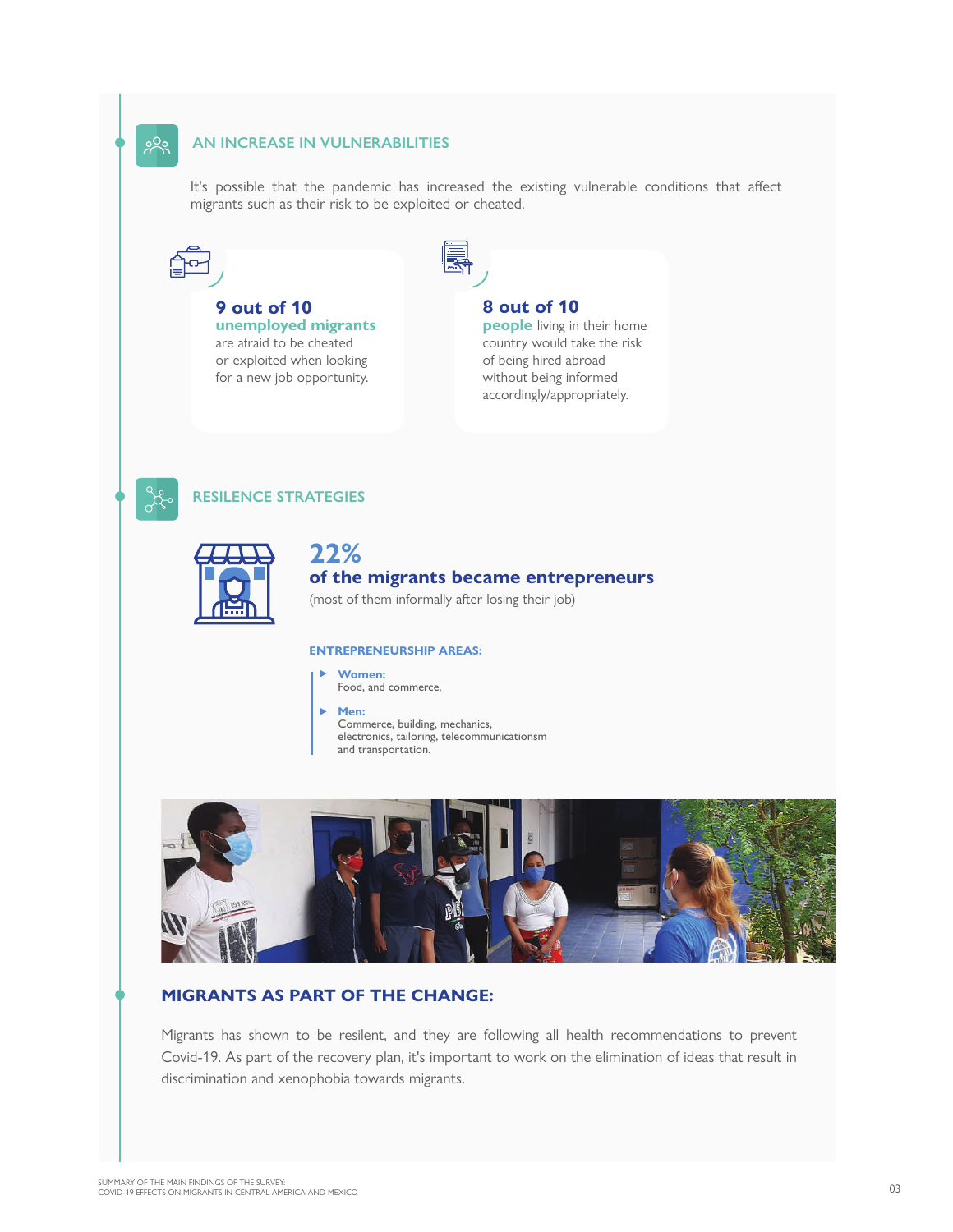## AN INCREASE IN VULNERABILITIES

It's possible that the pandemic has increased the existing vulnerable conditions that affect migrants such as their risk to be exploited or cheated.

**9 out of 10**
**unemployed migrants** are afraid to be cheated or exploited when looking for a new job opportunity.

**8 out of 10**
**people** living in their home country would take the risk of being hired abroad without being informed accordingly/appropriately.

## RESILENCE STRATEGIES

**22%**
**of the migrants became entrepreneurs**
(most of them informally after losing their job)

**ENTREPRENEURSHIP AREAS:**

- **Women:**
  Food, and commerce.
- **Men:**
  Commerce, building, mechanics, electronics, tailoring, telecommunicationsm and transportation.

## MIGRANTS AS PART OF THE CHANGE:

Migrants has shown to be resilent, and they are following all health recommendations to prevent Covid-19. As part of the recovery plan, it's important to work on the elimination of ideas that result in discrimination and xenophobia towards migrants.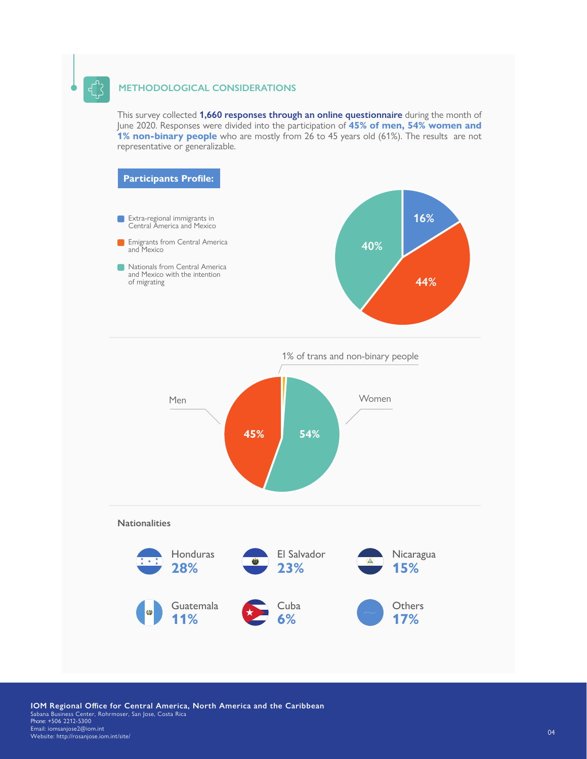## METHODOLOGICAL CONSIDERATIONS

This survey collected **1,660 responses through an online questionnaire** during the month of June 2020. Responses were divided into the participation of **45% of men, 54% women and 1% non-binary people** who are mostly from 26 to 45 years old (61%). The results are not representative or generalizable.

**Participants Profile:**

Extra-regional immigrants in Central America and Mexico

Emigrants from Central America and Mexico

Nationals from Central America and Mexico with the intention of migrating

16%

44%

40%

1% of trans and non-binary people

Men

Women

45%

54%

**Nationalities**

Honduras 28%

El Salvador 23%

Nicaragua 15%

Guatemala 11%

Cuba 6%

Others 17%

**IOM Regional Office for Central America, North America and the Caribbean**
Sabana Business Center, Rohrmoser, San Jose, Costa Rica
Phone: +506 2212-5300
Email: iomsanjose2@iom.int
Website: http://rosanjose.iom.int/site/